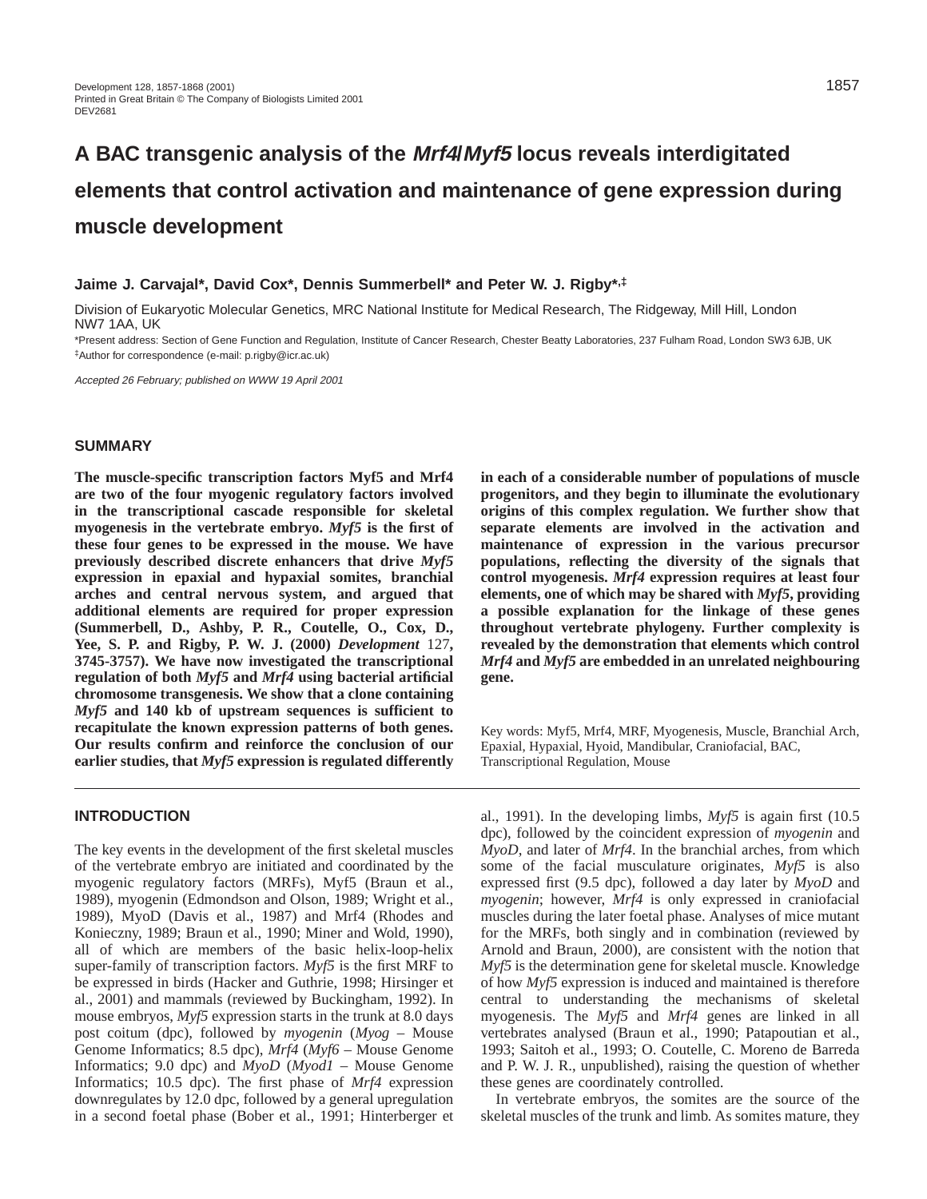# A BAC transgenic analysis of the *Mrf4*/*Myf5* locus reveals interdigitated elements that control activation and maintenance of gene expression during muscle development

**Jaime J. Carvajal\*, David Cox\*, Dennis Summerbell\* and Peter W. J. Rigby\*,‡**

Division of Eukaryotic Molecular Genetics, MRC National Institute for Medical Research, The Ridgeway, Mill Hill, London NW7 1AA, UK

\*Present address: Section of Gene Function and Regulation, Institute of Cancer Research, Chester Beatty Laboratories, 237 Fulham Road, London SW3 6JB, UK

‡Author for correspondence (e-mail: p.rigby@icr.ac.uk)

*Accepted 26 February; published on WWW 19 April 2001*

## SUMMARY

**The muscle-specific transcription factors Myf5 and Mrf4 are two of the four myogenic regulatory factors involved in the transcriptional cascade responsible for skeletal myogenesis in the vertebrate embryo. *Myf5* is the first of these four genes to be expressed in the mouse. We have previously described discrete enhancers that drive *Myf5* expression in epaxial and hypaxial somites, branchial arches and central nervous system, and argued that additional elements are required for proper expression (Summerbell, D., Ashby, P. R., Coutelle, O., Cox, D., Yee, S. P. and Rigby, P. W. J. (2000) *Development* 127, 3745-3757). We have now investigated the transcriptional regulation of both *Myf5* and *Mrf4* using bacterial artificial chromosome transgenesis. We show that a clone containing *Myf5* and 140 kb of upstream sequences is sufficient to recapitulate the known expression patterns of both genes. Our results confirm and reinforce the conclusion of our earlier studies, that *Myf5* expression is regulated differently in each of a considerable number of populations of muscle progenitors, and they begin to illuminate the evolutionary origins of this complex regulation. We further show that separate elements are involved in the activation and maintenance of expression in the various precursor populations, reflecting the diversity of the signals that control myogenesis. *Mrf4* expression requires at least four elements, one of which may be shared with *Myf5*, providing a possible explanation for the linkage of these genes throughout vertebrate phylogeny. Further complexity is revealed by the demonstration that elements which control *Mrf4* and *Myf5* are embedded in an unrelated neighbouring gene.**

Key words: Myf5, Mrf4, MRF, Myogenesis, Muscle, Branchial Arch, Epaxial, Hypaxial, Hyoid, Mandibular, Craniofacial, BAC, Transcriptional Regulation, Mouse

## INTRODUCTION

The key events in the development of the first skeletal muscles of the vertebrate embryo are initiated and coordinated by the myogenic regulatory factors (MRFs), Myf5 (Braun et al., 1989), myogenin (Edmondson and Olson, 1989; Wright et al., 1989), MyoD (Davis et al., 1987) and Mrf4 (Rhodes and Konieczny, 1989; Braun et al., 1990; Miner and Wold, 1990), all of which are members of the basic helix-loop-helix super-family of transcription factors. *Myf5* is the first MRF to be expressed in birds (Hacker and Guthrie, 1998; Hirsinger et al., 2001) and mammals (reviewed by Buckingham, 1992). In mouse embryos, *Myf5* expression starts in the trunk at 8.0 days post coitum (dpc), followed by *myogenin* (*Myog* – Mouse Genome Informatics; 8.5 dpc), *Mrf4* (*Myf6* – Mouse Genome Informatics; 9.0 dpc) and *MyoD* (*Myod1* – Mouse Genome Informatics; 10.5 dpc). The first phase of *Mrf4* expression downregulates by 12.0 dpc, followed by a general upregulation in a second foetal phase (Bober et al., 1991; Hinterberger et al., 1991). In the developing limbs, *Myf5* is again first (10.5 dpc), followed by the coincident expression of *myogenin* and *MyoD*, and later of *Mrf4*. In the branchial arches, from which some of the facial musculature originates, *Myf5* is also expressed first (9.5 dpc), followed a day later by *MyoD* and *myogenin*; however, *Mrf4* is only expressed in craniofacial muscles during the later foetal phase. Analyses of mice mutant for the MRFs, both singly and in combination (reviewed by Arnold and Braun, 2000), are consistent with the notion that *Myf5* is the determination gene for skeletal muscle. Knowledge of how *Myf5* expression is induced and maintained is therefore central to understanding the mechanisms of skeletal myogenesis. The *Myf5* and *Mrf4* genes are linked in all vertebrates analysed (Braun et al., 1990; Patapoutian et al., 1993; Saitoh et al., 1993; O. Coutelle, C. Moreno de Barreda and P. W. J. R., unpublished), raising the question of whether these genes are coordinately controlled.

In vertebrate embryos, the somites are the source of the skeletal muscles of the trunk and limb. As somites mature, they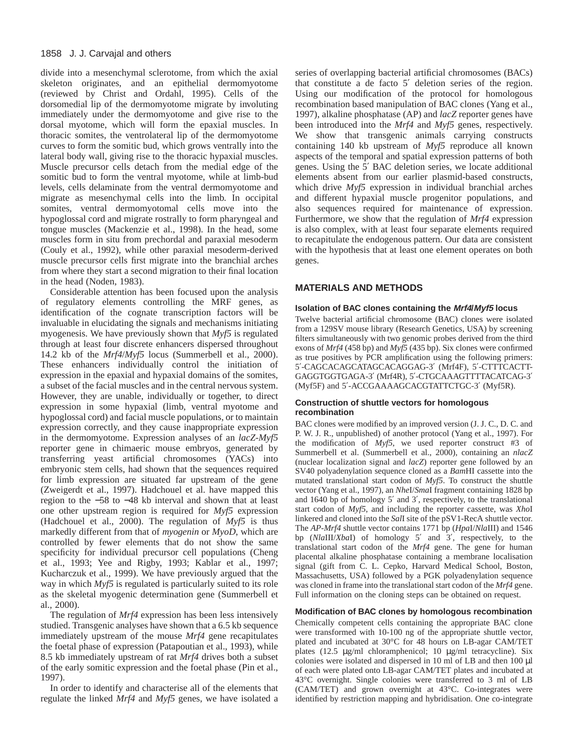divide into a mesenchymal sclerotome, from which the axial skeleton originates, and an epithelial dermomyotome (reviewed by Christ and Ordahl, 1995). Cells of the dorsomedial lip of the dermomyotome migrate by involuting immediately under the dermomyotome and give rise to the dorsal myotome, which will form the epaxial muscles. In thoracic somites, the ventrolateral lip of the dermomyotome curves to form the somitic bud, which grows ventrally into the lateral body wall, giving rise to the thoracic hypaxial muscles. Muscle precursor cells detach from the medial edge of the somitic bud to form the ventral myotome, while at limb-bud levels, cells delaminate from the ventral dermomyotome and migrate as mesenchymal cells into the limb. In occipital somites, ventral dermomyotomal cells move into the hypoglossal cord and migrate rostrally to form pharyngeal and tongue muscles (Mackenzie et al., 1998). In the head, some muscles form in situ from prechordal and paraxial mesoderm (Couly et al., 1992), while other paraxial mesoderm-derived muscle precursor cells first migrate into the branchial arches from where they start a second migration to their final location in the head (Noden, 1983).

Considerable attention has been focused upon the analysis of regulatory elements controlling the MRF genes, as identification of the cognate transcription factors will be invaluable in elucidating the signals and mechanisms initiating myogenesis. We have previously shown that *Myf5* is regulated through at least four discrete enhancers dispersed throughout 14.2 kb of the *Mrf4*/*Myf5* locus (Summerbell et al., 2000). These enhancers individually control the initiation of expression in the epaxial and hypaxial domains of the somites, a subset of the facial muscles and in the central nervous system. However, they are unable, individually or together, to direct expression in some hypaxial (limb, ventral myotome and hypoglossal cord) and facial muscle populations, or to maintain expression correctly, and they cause inappropriate expression in the dermomyotome. Expression analyses of an *lacZ-Myf5* reporter gene in chimaeric mouse embryos, generated by transferring yeast artificial chromosomes (YACs) into embryonic stem cells, had shown that the sequences required for limb expression are situated far upstream of the gene (Zweigerdt et al., 1997). Hadchouel et al. have mapped this region to the −58 to −48 kb interval and shown that at least one other upstream region is required for *Myf5* expression (Hadchouel et al., 2000). The regulation of *Myf5* is thus markedly different from that of *myogenin* or *MyoD*, which are controlled by fewer elements that do not show the same specificity for individual precursor cell populations (Cheng et al., 1993; Yee and Rigby, 1993; Kablar et al., 1997; Kucharczuk et al., 1999). We have previously argued that the way in which *Myf5* is regulated is particularly suited to its role as the skeletal myogenic determination gene (Summerbell et al., 2000).

The regulation of *Mrf4* expression has been less intensively studied. Transgenic analyses have shown that a 6.5 kb sequence immediately upstream of the mouse *Mrf4* gene recapitulates the foetal phase of expression (Patapoutian et al., 1993), while 8.5 kb immediately upstream of rat *Mrf4* drives both a subset of the early somitic expression and the foetal phase (Pin et al., 1997).

In order to identify and characterise all of the elements that regulate the linked *Mrf4* and *Myf5* genes, we have isolated a series of overlapping bacterial artificial chromosomes (BACs) that constitute a de facto 5′ deletion series of the region. Using our modification of the protocol for homologous recombination based manipulation of BAC clones (Yang et al., 1997), alkaline phosphatase (AP) and *lacZ* reporter genes have been introduced into the *Mrf4* and *Myf5* genes, respectively. We show that transgenic animals carrying constructs containing 140 kb upstream of *Myf5* reproduce all known aspects of the temporal and spatial expression patterns of both genes. Using the 5′ BAC deletion series, we locate additional elements absent from our earlier plasmid-based constructs, which drive *Myf5* expression in individual branchial arches and different hypaxial muscle progenitor populations, and also sequences required for maintenance of expression. Furthermore, we show that the regulation of *Mrf4* expression is also complex, with at least four separate elements required to recapitulate the endogenous pattern. Our data are consistent with the hypothesis that at least one element operates on both genes.

## MATERIALS AND METHODS

### Isolation of BAC clones containing the *Mrf4*/*Myf5* locus

Twelve bacterial artificial chromosome (BAC) clones were isolated from a 129SV mouse library (Research Genetics, USA) by screening filters simultaneously with two genomic probes derived from the third exons of *Mrf4* (458 bp) and *Myf5* (435 bp). Six clones were confirmed as true positives by PCR amplification using the following primers: 5′-CAGCACAGCATAGCACAGGAG-3′ (Mrf4F), 5′-CTTTCACTT-GAGGTGGTGAGA-3′ (Mrf4R), 5′-CTGCAAAGTTTTACATCAG-3′ (Myf5F) and 5′-ACCGAAAAGCACGTATTCTGC-3′ (Myf5R).

### Construction of shuttle vectors for homologous recombination

BAC clones were modified by an improved version (J. J. C., D. C. and P. W. J. R., unpublished) of another protocol (Yang et al., 1997). For the modification of *Myf5*, we used reporter construct #3 of Summerbell et al. (Summerbell et al., 2000), containing an *nlacZ* (nuclear localization signal and *lacZ*) reporter gene followed by an SV40 polyadenylation sequence cloned as a *Bam*HI cassette into the mutated translational start codon of *Myf5*. To construct the shuttle vector (Yang et al., 1997), an *Nhe*I/*Sma*I fragment containing 1828 bp and 1640 bp of homology 5′ and 3′, respectively, to the translational start codon of *Myf5*, and including the reporter cassette, was *Xho*I linkered and cloned into the *Sal*I site of the pSV1-RecA shuttle vector. The *AP-Mrf4* shuttle vector contains 1771 bp (*Hpa*I/*Nla*III) and 1546 bp (*Nla*III/*Xba*I) of homology 5′ and 3′, respectively, to the translational start codon of the *Mrf4* gene. The gene for human placental alkaline phosphatase containing a membrane localisation signal (gift from C. L. Cepko, Harvard Medical School, Boston, Massachusetts, USA) followed by a PGK polyadenylation sequence was cloned in frame into the translational start codon of the *Mrf4* gene. Full information on the cloning steps can be obtained on request.

### Modification of BAC clones by homologous recombination

Chemically competent cells containing the appropriate BAC clone were transformed with 10-100 ng of the appropriate shuttle vector, plated and incubated at 30°C for 48 hours on LB-agar CAM/TET plates (12.5 μg/ml chloramphenicol; 10 μg/ml tetracycline). Six colonies were isolated and dispersed in 10 ml of LB and then 100 μl of each were plated onto LB-agar CAM/TET plates and incubated at 43°C overnight. Single colonies were transferred to 3 ml of LB (CAM/TET) and grown overnight at 43°C. Co-integrates were identified by restriction mapping and hybridisation. One co-integrate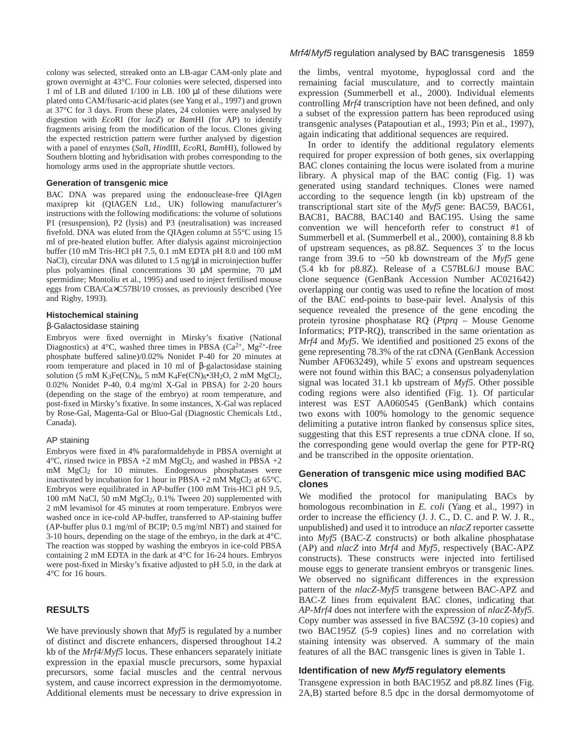colony was selected, streaked onto an LB-agar CAM-only plate and grown overnight at 43°C. Four colonies were selected, dispersed into 1 ml of LB and diluted 1/100 in LB. 100 μl of these dilutions were plated onto CAM/fusaric-acid plates (see Yang et al., 1997) and grown at 37°C for 3 days. From these plates, 24 colonies were analysed by digestion with *Eco*RI (for *lacZ*) or *Bam*HI (for AP) to identify fragments arising from the modification of the locus. Clones giving the expected restriction pattern were further analysed by digestion with a panel of enzymes (*Sal*I, *Hin*dIII, *Eco*RI, *Bam*HI), followed by Southern blotting and hybridisation with probes corresponding to the homology arms used in the appropriate shuttle vectors.

### Generation of transgenic mice

BAC DNA was prepared using the endonuclease-free QIAgen maxiprep kit (QIAGEN Ltd., UK) following manufacturer's instructions with the following modifications: the volume of solutions P1 (resuspension), P2 (lysis) and P3 (neutralisation) was increased fivefold. DNA was eluted from the QIAgen column at 55°C using 15 ml of pre-heated elution buffer. After dialysis against microinjection buffer (10 mM Tris-HCl pH 7.5, 0.1 mM EDTA pH 8.0 and 100 mM NaCl), circular DNA was diluted to 1.5 ng/μl in microinjection buffer plus polyamines (final concentrations 30 μM spermine, 70 μM spermidine; Montoliu et al., 1995) and used to inject fertilised mouse eggs from CBA/Ca×C57Bl/10 crosses, as previously described (Yee and Rigby, 1993).

### Histochemical staining

#### β-Galactosidase staining

Embryos were fixed overnight in Mirsky's fixative (National Diagnostics) at 4°C, washed three times in PBSA ($Ca^{2+}$, $Mg^{2+}$-free phosphate buffered saline)/0.02% Nonidet P-40 for 20 minutes at room temperature and placed in 10 ml of β-galactosidase staining solution (5 mM $K_3Fe(CN)_6$, 5 mM $K_4Fe(CN)_6{\cdot}3H_2O$, 2 mM $MgCl_2$, 0.02% Nonidet P-40, 0.4 mg/ml X-Gal in PBSA) for 2-20 hours (depending on the stage of the embryo) at room temperature, and post-fixed in Mirsky's fixative. In some instances, X-Gal was replaced by Rose-Gal, Magenta-Gal or Bluo-Gal (Diagnostic Chemicals Ltd., Canada).

#### AP staining

Embryos were fixed in 4% paraformaldehyde in PBSA overnight at 4°C, rinsed twice in PBSA +2 mM $MgCl_2$, and washed in PBSA +2 mM $MgCl_2$ for 10 minutes. Endogenous phosphatases were inactivated by incubation for 1 hour in PBSA +2 mM $MgCl_2$ at 65°C. Embryos were equilibrated in AP-buffer (100 mM Tris-HCl pH 9.5, 100 mM NaCl, 50 mM $MgCl_2$, 0.1% Tween 20) supplemented with 2 mM levamisol for 45 minutes at room temperature. Embryos were washed once in ice-cold AP-buffer, transferred to AP-staining buffer (AP-buffer plus 0.1 mg/ml of BCIP; 0.5 mg/ml NBT) and stained for 3-10 hours, depending on the stage of the embryo, in the dark at 4°C. The reaction was stopped by washing the embryos in ice-cold PBSA containing 2 mM EDTA in the dark at 4°C for 16-24 hours. Embryos were post-fixed in Mirsky's fixative adjusted to pH 5.0, in the dark at 4°C for 16 hours.

## RESULTS

We have previously shown that *Myf5* is regulated by a number of distinct and discrete enhancers, dispersed throughout 14.2 kb of the *Mrf4*/*Myf5* locus. These enhancers separately initiate expression in the epaxial muscle precursors, some hypaxial precursors, some facial muscles and the central nervous system, and cause incorrect expression in the dermomyotome. Additional elements must be necessary to drive expression in the limbs, ventral myotome, hypoglossal cord and the remaining facial musculature, and to correctly maintain expression (Summerbell et al., 2000). Individual elements controlling *Mrf4* transcription have not been defined, and only a subset of the expression pattern has been reproduced using transgenic analyses (Patapoutian et al., 1993; Pin et al., 1997), again indicating that additional sequences are required.

In order to identify the additional regulatory elements required for proper expression of both genes, six overlapping BAC clones containing the locus were isolated from a murine library. A physical map of the BAC contig (Fig. 1) was generated using standard techniques. Clones were named according to the sequence length (in kb) upstream of the transcriptional start site of the *Myf5* gene: BAC59, BAC61, BAC81, BAC88, BAC140 and BAC195. Using the same convention we will henceforth refer to construct #1 of Summerbell et al. (Summerbell et al., 2000), containing 8.8 kb of upstream sequences, as p8.8Z. Sequences 3′ to the locus range from 39.6 to ~50 kb downstream of the *Myf5* gene (5.4 kb for p8.8Z). Release of a C57BL6/J mouse BAC clone sequence (GenBank Accession Number AC021642) overlapping our contig was used to refine the location of most of the BAC end-points to base-pair level. Analysis of this sequence revealed the presence of the gene encoding the protein tyrosine phosphatase RQ (*Ptprq* – Mouse Genome Informatics; PTP-RQ), transcribed in the same orientation as *Mrf4* and *Myf5*. We identified and positioned 25 exons of the gene representing 78.3% of the rat cDNA (GenBank Accession Number AF063249), while 5′ exons and upstream sequences were not found within this BAC; a consensus polyadenylation signal was located 31.1 kb upstream of *Myf5*. Other possible coding regions were also identified (Fig. 1). Of particular interest was EST AA060545 (GenBank) which contains two exons with 100% homology to the genomic sequence delimiting a putative intron flanked by consensus splice sites, suggesting that this EST represents a true cDNA clone. If so, the corresponding gene would overlap the gene for PTP-RQ and be transcribed in the opposite orientation.

### Generation of transgenic mice using modified BAC clones

We modified the protocol for manipulating BACs by homologous recombination in *E. coli* (Yang et al., 1997) in order to increase the efficiency (J. J. C., D. C. and P. W. J. R., unpublished) and used it to introduce an *nlacZ* reporter cassette into *Myf5* (BAC-Z constructs) or both alkaline phosphatase (AP) and *nlacZ* into *Mrf4* and *Myf5*, respectively (BAC-APZ constructs). These constructs were injected into fertilised mouse eggs to generate transient embryos or transgenic lines. We observed no significant differences in the expression pattern of the *nlacZ-Myf5* transgene between BAC-APZ and BAC-Z lines from equivalent BAC clones, indicating that *AP-Mrf4* does not interfere with the expression of *nlacZ-Myf5*. Copy number was assessed in five BAC59Z (3-10 copies) and two BAC195Z (5-9 copies) lines and no correlation with staining intensity was observed. A summary of the main features of all the BAC transgenic lines is given in Table 1.

### Identification of new *Myf5* regulatory elements

Transgene expression in both BAC195Z and p8.8Z lines (Fig. 2A,B) started before 8.5 dpc in the dorsal dermomyotome of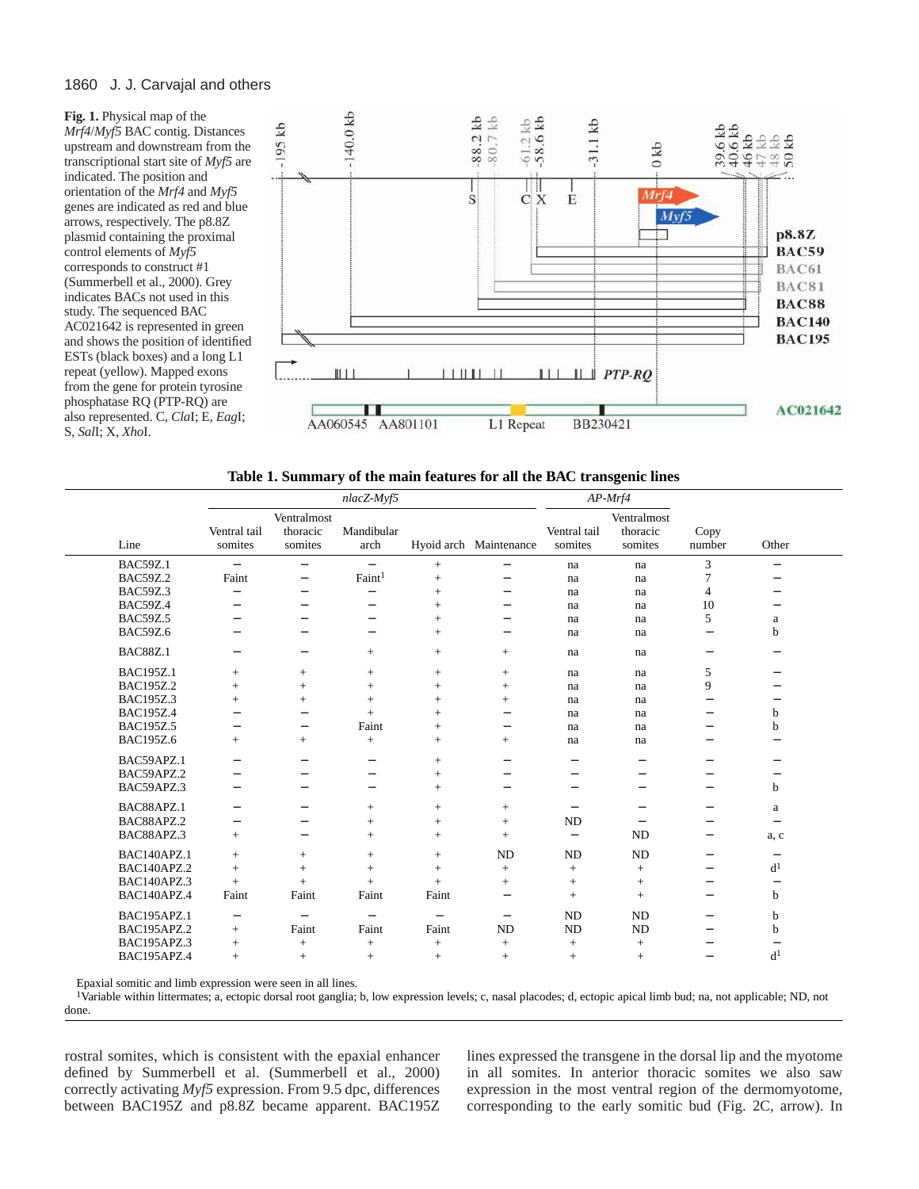**Fig. 1.** Physical map of the *Mrf4*/*Myf5* BAC contig. Distances upstream and downstream from the transcriptional start site of *Myf5* are indicated. The position and orientation of the *Mrf4* and *Myf5* genes are indicated as red and blue arrows, respectively. The p8.8Z plasmid containing the proximal control elements of *Myf5* corresponds to construct #1 (Summerbell et al., 2000). Grey indicates BACs not used in this study. The sequenced BAC AC021642 is represented in green and shows the position of identified ESTs (black boxes) and a long L1 repeat (yellow). Mapped exons from the gene for protein tyrosine phosphatase RQ (PTP-RQ) are also represented. C, *Cla*I; E, *Eag*I; S, *Sal*I; X, *Xho*I.

**Table 1. Summary of the main features for all the BAC transgenic lines**

| | *nlacZ-Myf5* | | | | | *AP-Mrf4* | | | |
|---|---|---|---|---|---|---|---|---|---|
| Line | Ventral tail somites | Ventralmost thoracic somites | Mandibular arch | Hyoid arch | Maintenance | Ventral tail somites | Ventralmost thoracic somites | Copy number | Other |
| BAC59Z.1 | – | – | – | + | – | na | na | 3 | – |
| BAC59Z.2 | Faint | – | Faint[1] | + | – | na | na | 7 | – |
| BAC59Z.3 | – | – | – | + | – | na | na | 4 | – |
| BAC59Z.4 | – | – | – | + | – | na | na | 10 | – |
| BAC59Z.5 | – | – | – | + | – | na | na | 5 | a |
| BAC59Z.6 | – | – | – | + | – | na | na | – | b |
| BAC88Z.1 | – | – | + | + | + | na | na | – | – |
| BAC195Z.1 | + | + | + | + | + | na | na | 5 | – |
| BAC195Z.2 | + | + | + | + | + | na | na | 9 | – |
| BAC195Z.3 | + | + | + | + | + | na | na | – | – |
| BAC195Z.4 | – | – | + | + | – | na | na | – | b |
| BAC195Z.5 | – | – | Faint | + | – | na | na | – | b |
| BAC195Z.6 | + | + | + | + | + | na | na | – | – |
| BAC59APZ.1 | – | – | – | + | – | – | – | – | – |
| BAC59APZ.2 | – | – | – | + | – | – | – | – | – |
| BAC59APZ.3 | – | – | – | + | – | – | – | – | b |
| BAC88APZ.1 | – | – | + | + | + | – | – | – | a |
| BAC88APZ.2 | – | – | + | + | + | ND | – | – | – |
| BAC88APZ.3 | + | – | + | + | + | – | ND | – | a, c |
| BAC140APZ.1 | + | + | + | + | ND | ND | ND | – | – |
| BAC140APZ.2 | + | + | + | + | + | + | + | – | d[1] |
| BAC140APZ.3 | + | + | + | + | + | + | + | – | – |
| BAC140APZ.4 | Faint | Faint | Faint | Faint | – | + | + | – | b |
| BAC195APZ.1 | – | – | – | – | – | ND | ND | – | b |
| BAC195APZ.2 | + | Faint | Faint | Faint | ND | ND | ND | – | b |
| BAC195APZ.3 | + | + | + | + | + | + | + | – | – |
| BAC195APZ.4 | + | + | + | + | + | + | + | – | d[1] |

Epaxial somitic and limb expression were seen in all lines.
[1]Variable within littermates; a, ectopic dorsal root ganglia; b, low expression levels; c, nasal placodes; d, ectopic apical limb bud; na, not applicable; ND, not done.

rostral somites, which is consistent with the epaxial enhancer defined by Summerbell et al. (Summerbell et al., 2000) correctly activating *Myf5* expression. From 9.5 dpc, differences between BAC195Z and p8.8Z became apparent. BAC195Z lines expressed the transgene in the dorsal lip and the myotome in all somites. In anterior thoracic somites we also saw expression in the most ventral region of the dermomyotome, corresponding to the early somitic bud (Fig. 2C, arrow). In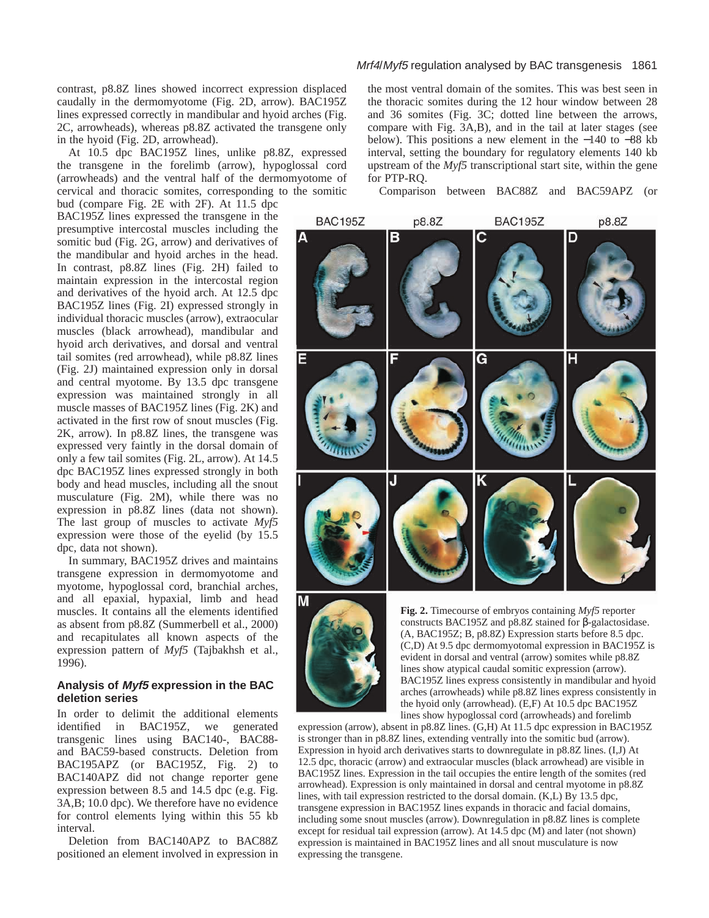contrast, p8.8Z lines showed incorrect expression displaced caudally in the dermomyotome (Fig. 2D, arrow). BAC195Z lines expressed correctly in mandibular and hyoid arches (Fig. 2C, arrowheads), whereas p8.8Z activated the transgene only in the hyoid (Fig. 2D, arrowhead).

At 10.5 dpc BAC195Z lines, unlike p8.8Z, expressed the transgene in the forelimb (arrow), hypoglossal cord (arrowheads) and the ventral half of the dermomyotome of cervical and thoracic somites, corresponding to the somitic bud (compare Fig. 2E with 2F). At 11.5 dpc BAC195Z lines expressed the transgene in the presumptive intercostal muscles including the somitic bud (Fig. 2G, arrow) and derivatives of the mandibular and hyoid arches in the head. In contrast, p8.8Z lines (Fig. 2H) failed to maintain expression in the intercostal region and derivatives of the hyoid arch. At 12.5 dpc BAC195Z lines (Fig. 2I) expressed strongly in individual thoracic muscles (arrow), extraocular muscles (black arrowhead), mandibular and hyoid arch derivatives, and dorsal and ventral tail somites (red arrowhead), while p8.8Z lines (Fig. 2J) maintained expression only in dorsal and central myotome. By 13.5 dpc transgene expression was maintained strongly in all muscle masses of BAC195Z lines (Fig. 2K) and activated in the first row of snout muscles (Fig. 2K, arrow). In p8.8Z lines, the transgene was expressed very faintly in the dorsal domain of only a few tail somites (Fig. 2L, arrow). At 14.5 dpc BAC195Z lines expressed strongly in both body and head muscles, including all the snout musculature (Fig. 2M), while there was no expression in p8.8Z lines (data not shown). The last group of muscles to activate *Myf5* expression were those of the eyelid (by 15.5 dpc, data not shown).

In summary, BAC195Z drives and maintains transgene expression in dermomyotome and myotome, hypoglossal cord, branchial arches, and all epaxial, hypaxial, limb and head muscles. It contains all the elements identified as absent from p8.8Z (Summerbell et al., 2000) and recapitulates all known aspects of the expression pattern of *Myf5* (Tajbakhsh et al., 1996).

## Analysis of *Myf5* expression in the BAC deletion series

In order to delimit the additional elements identified in BAC195Z, we generated transgenic lines using BAC140-, BAC88- and BAC59-based constructs. Deletion from BAC195APZ (or BAC195Z, Fig. 2) to BAC140APZ did not change reporter gene expression between 8.5 and 14.5 dpc (e.g. Fig. 3A,B; 10.0 dpc). We therefore have no evidence for control elements lying within this 55 kb interval.

Deletion from BAC140APZ to BAC88Z positioned an element involved in expression in the most ventral domain of the somites. This was best seen in the thoracic somites during the 12 hour window between 28 and 36 somites (Fig. 3C; dotted line between the arrows, compare with Fig. 3A,B), and in the tail at later stages (see below). This positions a new element in the −140 to −88 kb interval, setting the boundary for regulatory elements 140 kb upstream of the *Myf5* transcriptional start site, within the gene for PTP-RQ.

Comparison between BAC88Z and BAC59APZ (or

**Fig. 2.** Timecourse of embryos containing *Myf5* reporter constructs BAC195Z and p8.8Z stained for β-galactosidase. (A, BAC195Z; B, p8.8Z) Expression starts before 8.5 dpc. (C,D) At 9.5 dpc dermomyotomal expression in BAC195Z is evident in dorsal and ventral (arrow) somites while p8.8Z lines show atypical caudal somitic expression (arrow). BAC195Z lines express consistently in mandibular and hyoid arches (arrowheads) while p8.8Z lines express consistently in the hyoid only (arrowhead). (E,F) At 10.5 dpc BAC195Z lines show hypoglossal cord (arrowheads) and forelimb expression (arrow), absent in p8.8Z lines. (G,H) At 11.5 dpc expression in BAC195Z is stronger than in p8.8Z lines, extending ventrally into the somitic bud (arrow). Expression in hyoid arch derivatives starts to downregulate in p8.8Z lines. (I,J) At 12.5 dpc, thoracic (arrow) and extraocular muscles (black arrowhead) are visible in BAC195Z lines. Expression in the tail occupies the entire length of the somites (red arrowhead). Expression is only maintained in dorsal and central myotome in p8.8Z lines, with tail expression restricted to the dorsal domain. (K,L) By 13.5 dpc, transgene expression in BAC195Z lines expands in thoracic and facial domains, including some snout muscles (arrow). Downregulation in p8.8Z lines is complete except for residual tail expression (arrow). At 14.5 dpc (M) and later (not shown) expression is maintained in BAC195Z lines and all snout musculature is now expressing the transgene.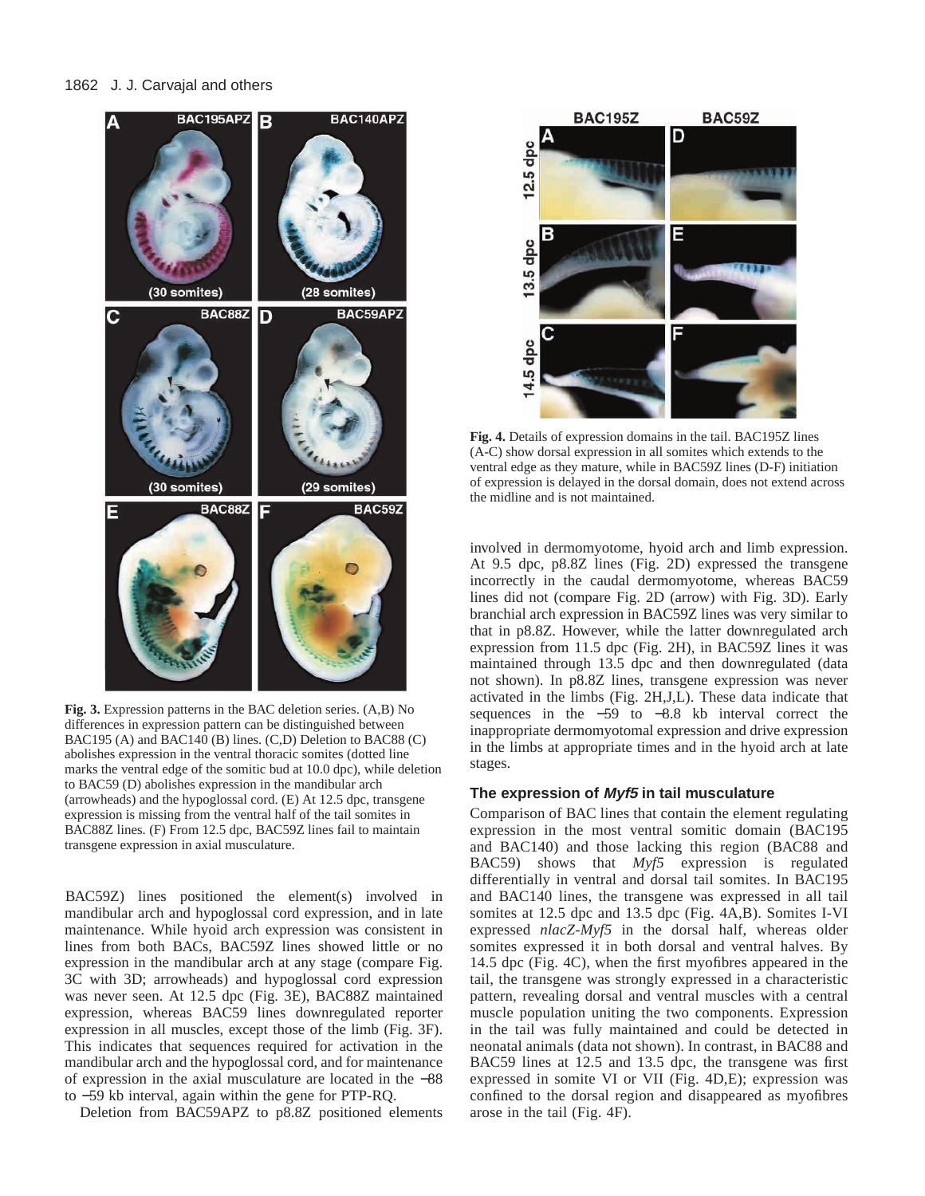**Fig. 3.** Expression patterns in the BAC deletion series. (A,B) No differences in expression pattern can be distinguished between BAC195 (A) and BAC140 (B) lines. (C,D) Deletion to BAC88 (C) abolishes expression in the ventral thoracic somites (dotted line marks the ventral edge of the somitic bud at 10.0 dpc), while deletion to BAC59 (D) abolishes expression in the mandibular arch (arrowheads) and the hypoglossal cord. (E) At 12.5 dpc, transgene expression is missing from the ventral half of the tail somites in BAC88Z lines. (F) From 12.5 dpc, BAC59Z lines fail to maintain transgene expression in axial musculature.

BAC59Z) lines positioned the element(s) involved in mandibular arch and hypoglossal cord expression, and in late maintenance. While hyoid arch expression was consistent in lines from both BACs, BAC59Z lines showed little or no expression in the mandibular arch at any stage (compare Fig. 3C with 3D; arrowheads) and hypoglossal cord expression was never seen. At 12.5 dpc (Fig. 3E), BAC88Z maintained expression, whereas BAC59 lines downregulated reporter expression in all muscles, except those of the limb (Fig. 3F). This indicates that sequences required for activation in the mandibular arch and the hypoglossal cord, and for maintenance of expression in the axial musculature are located in the −88 to −59 kb interval, again within the gene for PTP-RQ.

Deletion from BAC59APZ to p8.8Z positioned elements involved in dermomyotome, hyoid arch and limb expression. At 9.5 dpc, p8.8Z lines (Fig. 2D) expressed the transgene incorrectly in the caudal dermomyotome, whereas BAC59 lines did not (compare Fig. 2D (arrow) with Fig. 3D). Early branchial arch expression in BAC59Z lines was very similar to that in p8.8Z. However, while the latter downregulated arch expression from 11.5 dpc (Fig. 2H), in BAC59Z lines it was maintained through 13.5 dpc and then downregulated (data not shown). In p8.8Z lines, transgene expression was never activated in the limbs (Fig. 2H,J,L). These data indicate that sequences in the −59 to −8.8 kb interval correct the inappropriate dermomyotomal expression and drive expression in the limbs at appropriate times and in the hyoid arch at late stages.

**Fig. 4.** Details of expression domains in the tail. BAC195Z lines (A-C) show dorsal expression in all somites which extends to the ventral edge as they mature, while in BAC59Z lines (D-F) initiation of expression is delayed in the dorsal domain, does not extend across the midline and is not maintained.

### The expression of *Myf5* in tail musculature

Comparison of BAC lines that contain the element regulating expression in the most ventral somitic domain (BAC195 and BAC140) and those lacking this region (BAC88 and BAC59) shows that *Myf5* expression is regulated differentially in ventral and dorsal tail somites. In BAC195 and BAC140 lines, the transgene was expressed in all tail somites at 12.5 dpc and 13.5 dpc (Fig. 4A,B). Somites I-VI expressed *nlacZ-Myf5* in the dorsal half, whereas older somites expressed it in both dorsal and ventral halves. By 14.5 dpc (Fig. 4C), when the first myofibres appeared in the tail, the transgene was strongly expressed in a characteristic pattern, revealing dorsal and ventral muscles with a central muscle population uniting the two components. Expression in the tail was fully maintained and could be detected in neonatal animals (data not shown). In contrast, in BAC88 and BAC59 lines at 12.5 and 13.5 dpc, the transgene was first expressed in somite VI or VII (Fig. 4D,E); expression was confined to the dorsal region and disappeared as myofibres arose in the tail (Fig. 4F).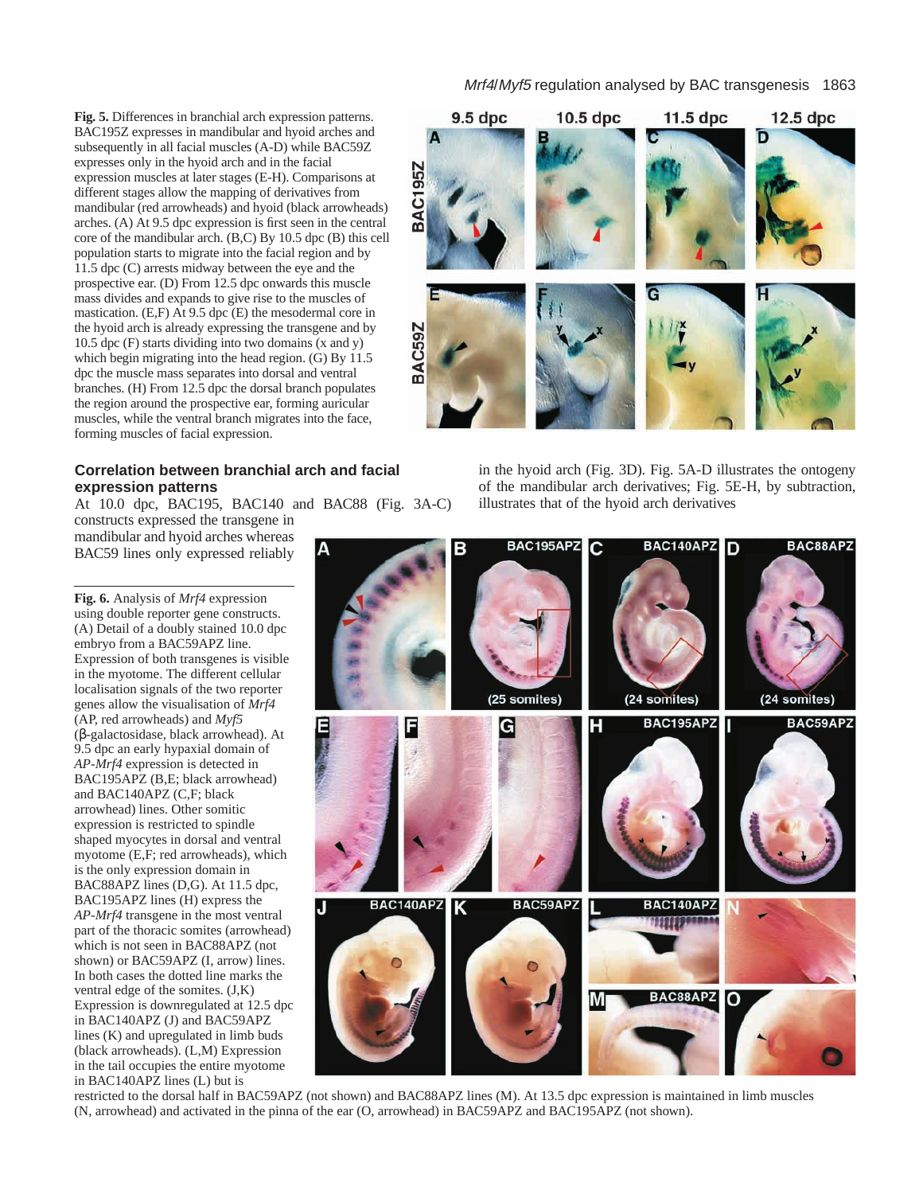**Fig. 5.** Differences in branchial arch expression patterns. BAC195Z expresses in mandibular and hyoid arches and subsequently in all facial muscles (A-D) while BAC59Z expresses only in the hyoid arch and in the facial expression muscles at later stages (E-H). Comparisons at different stages allow the mapping of derivatives from mandibular (red arrowheads) and hyoid (black arrowheads) arches. (A) At 9.5 dpc expression is first seen in the central core of the mandibular arch. (B,C) By 10.5 dpc (B) this cell population starts to migrate into the facial region and by 11.5 dpc (C) arrests midway between the eye and the prospective ear. (D) From 12.5 dpc onwards this muscle mass divides and expands to give rise to the muscles of mastication. (E,F) At 9.5 dpc (E) the mesodermal core in the hyoid arch is already expressing the transgene and by 10.5 dpc (F) starts dividing into two domains (x and y) which begin migrating into the head region. (G) By 11.5 dpc the muscle mass separates into dorsal and ventral branches. (H) From 12.5 dpc the dorsal branch populates the region around the prospective ear, forming auricular muscles, while the ventral branch migrates into the face, forming muscles of facial expression.

## Correlation between branchial arch and facial expression patterns

At 10.0 dpc, BAC195, BAC140 and BAC88 (Fig. 3A-C) constructs expressed the transgene in mandibular and hyoid arches whereas BAC59 lines only expressed reliably in the hyoid arch (Fig. 3D). Fig. 5A-D illustrates the ontogeny of the mandibular arch derivatives; Fig. 5E-H, by subtraction, illustrates that of the hyoid arch derivatives

**Fig. 6.** Analysis of *Mrf4* expression using double reporter gene constructs. (A) Detail of a doubly stained 10.0 dpc embryo from a BAC59APZ line. Expression of both transgenes is visible in the myotome. The different cellular localisation signals of the two reporter genes allow the visualisation of *Mrf4* (AP, red arrowheads) and *Myf5* (β-galactosidase, black arrowhead). At 9.5 dpc an early hypaxial domain of *AP-Mrf4* expression is detected in BAC195APZ (B,E; black arrowhead) and BAC140APZ (C,F; black arrowhead) lines. Other somitic expression is restricted to spindle shaped myocytes in dorsal and ventral myotome (E,F; red arrowheads), which is the only expression domain in BAC88APZ lines (D,G). At 11.5 dpc, BAC195APZ lines (H) express the *AP-Mrf4* transgene in the most ventral part of the thoracic somites (arrowhead) which is not seen in BAC88APZ (not shown) or BAC59APZ (I, arrow) lines. In both cases the dotted line marks the ventral edge of the somites. (J,K) Expression is downregulated at 12.5 dpc in BAC140APZ (J) and BAC59APZ lines (K) and upregulated in limb buds (black arrowheads). (L,M) Expression in the tail occupies the entire myotome in BAC140APZ lines (L) but is restricted to the dorsal half in BAC59APZ (not shown) and BAC88APZ lines (M). At 13.5 dpc expression is maintained in limb muscles (N, arrowhead) and activated in the pinna of the ear (O, arrowhead) in BAC59APZ and BAC195APZ (not shown).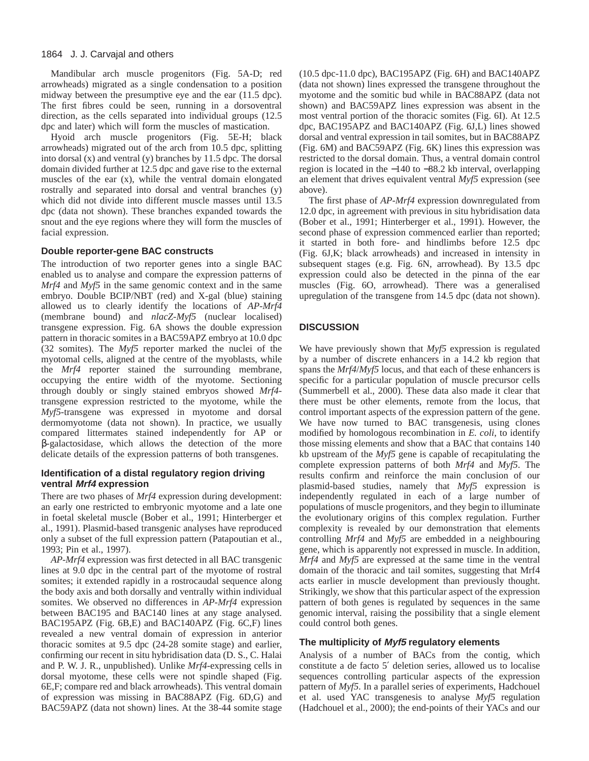Mandibular arch muscle progenitors (Fig. 5A-D; red arrowheads) migrated as a single condensation to a position midway between the presumptive eye and the ear (11.5 dpc). The first fibres could be seen, running in a dorsoventral direction, as the cells separated into individual groups (12.5 dpc and later) which will form the muscles of mastication.

Hyoid arch muscle progenitors (Fig. 5E-H; black arrowheads) migrated out of the arch from 10.5 dpc, splitting into dorsal (x) and ventral (y) branches by 11.5 dpc. The dorsal domain divided further at 12.5 dpc and gave rise to the external muscles of the ear (x), while the ventral domain elongated rostrally and separated into dorsal and ventral branches (y) which did not divide into different muscle masses until 13.5 dpc (data not shown). These branches expanded towards the snout and the eye regions where they will form the muscles of facial expression.

### Double reporter-gene BAC constructs

The introduction of two reporter genes into a single BAC enabled us to analyse and compare the expression patterns of *Mrf4* and *Myf5* in the same genomic context and in the same embryo. Double BCIP/NBT (red) and X-gal (blue) staining allowed us to clearly identify the locations of *AP-Mrf4* (membrane bound) and *nlacZ-Myf5* (nuclear localised) transgene expression. Fig. 6A shows the double expression pattern in thoracic somites in a BAC59APZ embryo at 10.0 dpc (32 somites). The *Myf5* reporter marked the nuclei of the myotomal cells, aligned at the centre of the myoblasts, while the *Mrf4* reporter stained the surrounding membrane, occupying the entire width of the myotome. Sectioning through doubly or singly stained embryos showed *Mrf4*-transgene expression restricted to the myotome, while the *Myf5*-transgene was expressed in myotome and dorsal dermomyotome (data not shown). In practice, we usually compared littermates stained independently for AP or β-galactosidase, which allows the detection of the more delicate details of the expression patterns of both transgenes.

### Identification of a distal regulatory region driving ventral *Mrf4* expression

There are two phases of *Mrf4* expression during development: an early one restricted to embryonic myotome and a late one in foetal skeletal muscle (Bober et al., 1991; Hinterberger et al., 1991). Plasmid-based transgenic analyses have reproduced only a subset of the full expression pattern (Patapoutian et al., 1993; Pin et al., 1997).

*AP-Mrf4* expression was first detected in all BAC transgenic lines at 9.0 dpc in the central part of the myotome of rostral somites; it extended rapidly in a rostrocaudal sequence along the body axis and both dorsally and ventrally within individual somites. We observed no differences in *AP-Mrf4* expression between BAC195 and BAC140 lines at any stage analysed. BAC195APZ (Fig. 6B,E) and BAC140APZ (Fig. 6C,F) lines revealed a new ventral domain of expression in anterior thoracic somites at 9.5 dpc (24-28 somite stage) and earlier, confirming our recent in situ hybridisation data (D. S., C. Halai and P. W. J. R., unpublished). Unlike *Mrf4*-expressing cells in dorsal myotome, these cells were not spindle shaped (Fig. 6E,F; compare red and black arrowheads). This ventral domain of expression was missing in BAC88APZ (Fig. 6D,G) and BAC59APZ (data not shown) lines. At the 38-44 somite stage (10.5 dpc-11.0 dpc), BAC195APZ (Fig. 6H) and BAC140APZ (data not shown) lines expressed the transgene throughout the myotome and the somitic bud while in BAC88APZ (data not shown) and BAC59APZ lines expression was absent in the most ventral portion of the thoracic somites (Fig. 6I). At 12.5 dpc, BAC195APZ and BAC140APZ (Fig. 6J,L) lines showed dorsal and ventral expression in tail somites, but in BAC88APZ (Fig. 6M) and BAC59APZ (Fig. 6K) lines this expression was restricted to the dorsal domain. Thus, a ventral domain control region is located in the −140 to −88.2 kb interval, overlapping an element that drives equivalent ventral *Myf5* expression (see above).

The first phase of *AP-Mrf4* expression downregulated from 12.0 dpc, in agreement with previous in situ hybridisation data (Bober et al., 1991; Hinterberger et al., 1991). However, the second phase of expression commenced earlier than reported; it started in both fore- and hindlimbs before 12.5 dpc (Fig. 6J,K; black arrowheads) and increased in intensity in subsequent stages (e.g. Fig. 6N, arrowhead). By 13.5 dpc expression could also be detected in the pinna of the ear muscles (Fig. 6O, arrowhead). There was a generalised upregulation of the transgene from 14.5 dpc (data not shown).

## DISCUSSION

We have previously shown that *Myf5* expression is regulated by a number of discrete enhancers in a 14.2 kb region that spans the *Mrf4*/*Myf5* locus, and that each of these enhancers is specific for a particular population of muscle precursor cells (Summerbell et al., 2000). These data also made it clear that there must be other elements, remote from the locus, that control important aspects of the expression pattern of the gene. We have now turned to BAC transgenesis, using clones modified by homologous recombination in *E. coli*, to identify those missing elements and show that a BAC that contains 140 kb upstream of the *Myf5* gene is capable of recapitulating the complete expression patterns of both *Mrf4* and *Myf5*. The results confirm and reinforce the main conclusion of our plasmid-based studies, namely that *Myf5* expression is independently regulated in each of a large number of populations of muscle progenitors, and they begin to illuminate the evolutionary origins of this complex regulation. Further complexity is revealed by our demonstration that elements controlling *Mrf4* and *Myf5* are embedded in a neighbouring gene, which is apparently not expressed in muscle. In addition, *Mrf4* and *Myf5* are expressed at the same time in the ventral domain of the thoracic and tail somites, suggesting that Mrf4 acts earlier in muscle development than previously thought. Strikingly, we show that this particular aspect of the expression pattern of both genes is regulated by sequences in the same genomic interval, raising the possibility that a single element could control both genes.

### The multiplicity of *Myf5* regulatory elements

Analysis of a number of BACs from the contig, which constitute a de facto 5′ deletion series, allowed us to localise sequences controlling particular aspects of the expression pattern of *Myf5*. In a parallel series of experiments, Hadchouel et al. used YAC transgenesis to analyse *Myf5* regulation (Hadchouel et al., 2000); the end-points of their YACs and our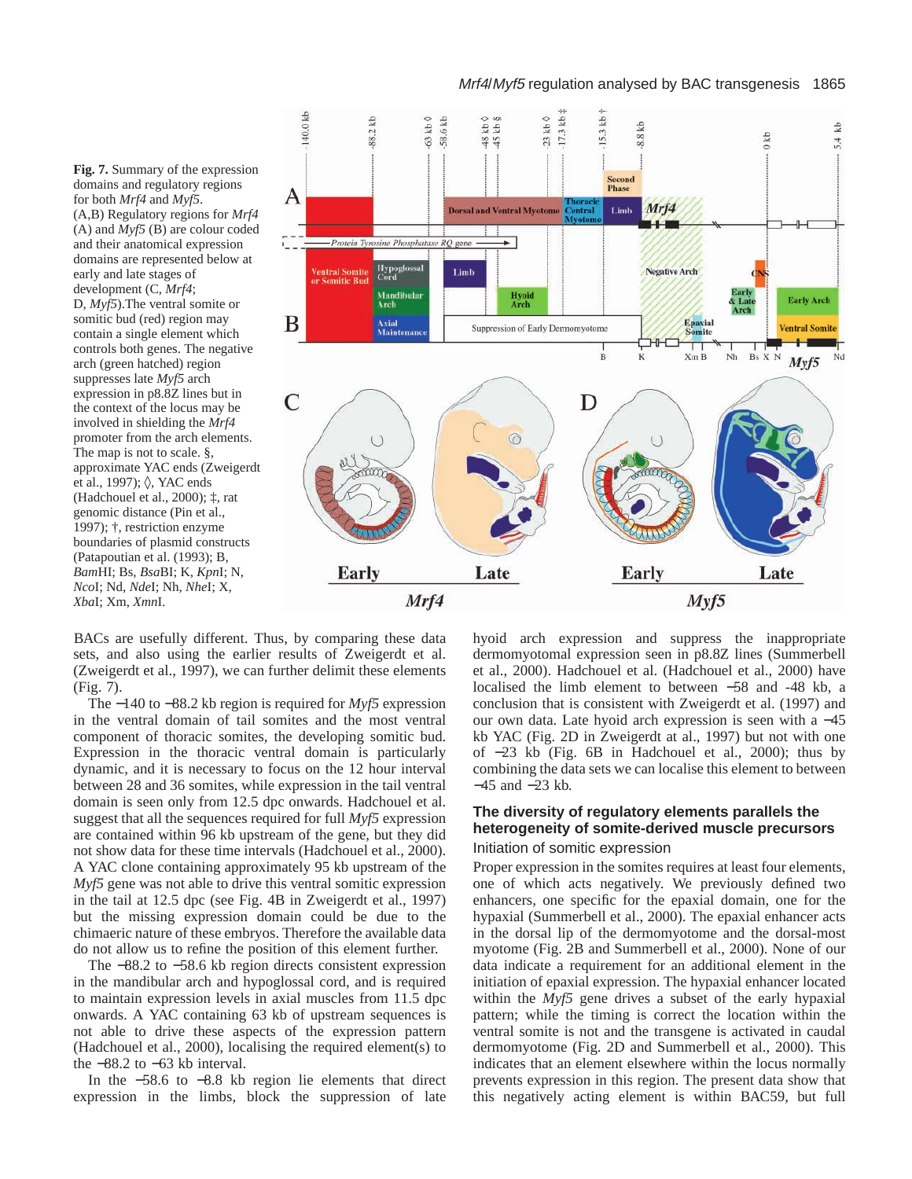**Fig. 7.** Summary of the expression domains and regulatory regions for both *Mrf4* and *Myf5*. (A,B) Regulatory regions for *Mrf4* (A) and *Myf5* (B) are colour coded and their anatomical expression domains are represented below at early and late stages of development (C, *Mrf4*; D, *Myf5*).The ventral somite or somitic bud (red) region may contain a single element which controls both genes. The negative arch (green hatched) region suppresses late *Myf5* arch expression in p8.8Z lines but in the context of the locus may be involved in shielding the *Mrf4* promoter from the arch elements. The map is not to scale. §, approximate YAC ends (Zweigerdt et al., 1997); ◊, YAC ends (Hadchouel et al., 2000); ‡, rat genomic distance (Pin et al., 1997); †, restriction enzyme boundaries of plasmid constructs (Patapoutian et al. (1993); B, *Bam*HI; Bs, *Bsa*BI; K, *Kpn*I; N, *Nco*I; Nd, *Nde*I; Nh, *Nhe*I; X, *Xba*I; Xm, *Xmn*I.

BACs are usefully different. Thus, by comparing these data sets, and also using the earlier results of Zweigerdt et al. (Zweigerdt et al., 1997), we can further delimit these elements (Fig. 7).

The −140 to −88.2 kb region is required for *Myf5* expression in the ventral domain of tail somites and the most ventral component of thoracic somites, the developing somitic bud. Expression in the thoracic ventral domain is particularly dynamic, and it is necessary to focus on the 12 hour interval between 28 and 36 somites, while expression in the tail ventral domain is seen only from 12.5 dpc onwards. Hadchouel et al. suggest that all the sequences required for full *Myf5* expression are contained within 96 kb upstream of the gene, but they did not show data for these time intervals (Hadchouel et al., 2000). A YAC clone containing approximately 95 kb upstream of the *Myf5* gene was not able to drive this ventral somitic expression in the tail at 12.5 dpc (see Fig. 4B in Zweigerdt et al., 1997) but the missing expression domain could be due to the chimaeric nature of these embryos. Therefore the available data do not allow us to refine the position of this element further.

The −88.2 to −58.6 kb region directs consistent expression in the mandibular arch and hypoglossal cord, and is required to maintain expression levels in axial muscles from 11.5 dpc onwards. A YAC containing 63 kb of upstream sequences is not able to drive these aspects of the expression pattern (Hadchouel et al., 2000), localising the required element(s) to the −88.2 to −63 kb interval.

In the −58.6 to −8.8 kb region lie elements that direct expression in the limbs, block the suppression of late hyoid arch expression and suppress the inappropriate dermomyotomal expression seen in p8.8Z lines (Summerbell et al., 2000). Hadchouel et al. (Hadchouel et al., 2000) have localised the limb element to between −58 and -48 kb, a conclusion that is consistent with Zweigerdt et al. (1997) and our own data. Late hyoid arch expression is seen with a −45 kb YAC (Fig. 2D in Zweigerdt at al., 1997) but not with one of −23 kb (Fig. 6B in Hadchouel et al., 2000); thus by combining the data sets we can localise this element to between −45 and −23 kb.

## The diversity of regulatory elements parallels the heterogeneity of somite-derived muscle precursors

### Initiation of somitic expression

Proper expression in the somites requires at least four elements, one of which acts negatively. We previously defined two enhancers, one specific for the epaxial domain, one for the hypaxial (Summerbell et al., 2000). The epaxial enhancer acts in the dorsal lip of the dermomyotome and the dorsal-most myotome (Fig. 2B and Summerbell et al., 2000). None of our data indicate a requirement for an additional element in the initiation of epaxial expression. The hypaxial enhancer located within the *Myf5* gene drives a subset of the early hypaxial pattern; while the timing is correct the location within the ventral somite is not and the transgene is activated in caudal dermomyotome (Fig. 2D and Summerbell et al., 2000). This indicates that an element elsewhere within the locus normally prevents expression in this region. The present data show that this negatively acting element is within BAC59, but full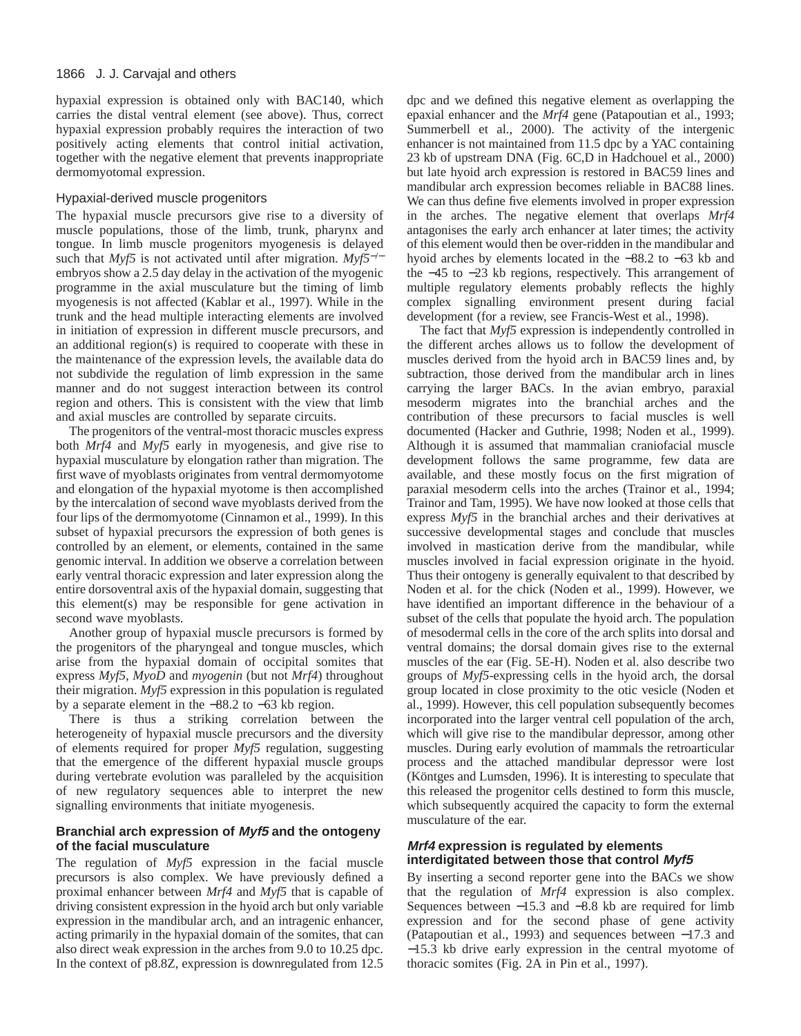hypaxial expression is obtained only with BAC140, which carries the distal ventral element (see above). Thus, correct hypaxial expression probably requires the interaction of two positively acting elements that control initial activation, together with the negative element that prevents inappropriate dermomyotomal expression.

### Hypaxial-derived muscle progenitors

The hypaxial muscle precursors give rise to a diversity of muscle populations, those of the limb, trunk, pharynx and tongue. In limb muscle progenitors myogenesis is delayed such that *Myf5* is not activated until after migration. *Myf5*$^{-/-}$ embryos show a 2.5 day delay in the activation of the myogenic programme in the axial musculature but the timing of limb myogenesis is not affected (Kablar et al., 1997). While in the trunk and the head multiple interacting elements are involved in initiation of expression in different muscle precursors, and an additional region(s) is required to cooperate with these in the maintenance of the expression levels, the available data do not subdivide the regulation of limb expression in the same manner and do not suggest interaction between its control region and others. This is consistent with the view that limb and axial muscles are controlled by separate circuits.

The progenitors of the ventral-most thoracic muscles express both *Mrf4* and *Myf5* early in myogenesis, and give rise to hypaxial musculature by elongation rather than migration. The first wave of myoblasts originates from ventral dermomyotome and elongation of the hypaxial myotome is then accomplished by the intercalation of second wave myoblasts derived from the four lips of the dermomyotome (Cinnamon et al., 1999). In this subset of hypaxial precursors the expression of both genes is controlled by an element, or elements, contained in the same genomic interval. In addition we observe a correlation between early ventral thoracic expression and later expression along the entire dorsoventral axis of the hypaxial domain, suggesting that this element(s) may be responsible for gene activation in second wave myoblasts.

Another group of hypaxial muscle precursors is formed by the progenitors of the pharyngeal and tongue muscles, which arise from the hypaxial domain of occipital somites that express *Myf5*, *MyoD* and *myogenin* (but not *Mrf4*) throughout their migration. *Myf5* expression in this population is regulated by a separate element in the −88.2 to −63 kb region.

There is thus a striking correlation between the heterogeneity of hypaxial muscle precursors and the diversity of elements required for proper *Myf5* regulation, suggesting that the emergence of the different hypaxial muscle groups during vertebrate evolution was paralleled by the acquisition of new regulatory sequences able to interpret the new signalling environments that initiate myogenesis.

### Branchial arch expression of *Myf5* and the ontogeny of the facial musculature

The regulation of *Myf5* expression in the facial muscle precursors is also complex. We have previously defined a proximal enhancer between *Mrf4* and *Myf5* that is capable of driving consistent expression in the hyoid arch but only variable expression in the mandibular arch, and an intragenic enhancer, acting primarily in the hypaxial domain of the somites, that can also direct weak expression in the arches from 9.0 to 10.25 dpc. In the context of p8.8Z, expression is downregulated from 12.5 dpc and we defined this negative element as overlapping the epaxial enhancer and the *Mrf4* gene (Patapoutian et al., 1993; Summerbell et al., 2000). The activity of the intergenic enhancer is not maintained from 11.5 dpc by a YAC containing 23 kb of upstream DNA (Fig. 6C,D in Hadchouel et al., 2000) but late hyoid arch expression is restored in BAC59 lines and mandibular arch expression becomes reliable in BAC88 lines. We can thus define five elements involved in proper expression in the arches. The negative element that overlaps *Mrf4* antagonises the early arch enhancer at later times; the activity of this element would then be over-ridden in the mandibular and hyoid arches by elements located in the −88.2 to −63 kb and the −45 to −23 kb regions, respectively. This arrangement of multiple regulatory elements probably reflects the highly complex signalling environment present during facial development (for a review, see Francis-West et al., 1998).

The fact that *Myf5* expression is independently controlled in the different arches allows us to follow the development of muscles derived from the hyoid arch in BAC59 lines and, by subtraction, those derived from the mandibular arch in lines carrying the larger BACs. In the avian embryo, paraxial mesoderm migrates into the branchial arches and the contribution of these precursors to facial muscles is well documented (Hacker and Guthrie, 1998; Noden et al., 1999). Although it is assumed that mammalian craniofacial muscle development follows the same programme, few data are available, and these mostly focus on the first migration of paraxial mesoderm cells into the arches (Trainor et al., 1994; Trainor and Tam, 1995). We have now looked at those cells that express *Myf5* in the branchial arches and their derivatives at successive developmental stages and conclude that muscles involved in mastication derive from the mandibular, while muscles involved in facial expression originate in the hyoid. Thus their ontogeny is generally equivalent to that described by Noden et al. for the chick (Noden et al., 1999). However, we have identified an important difference in the behaviour of a subset of the cells that populate the hyoid arch. The population of mesodermal cells in the core of the arch splits into dorsal and ventral domains; the dorsal domain gives rise to the external muscles of the ear (Fig. 5E-H). Noden et al. also describe two groups of *Myf5*-expressing cells in the hyoid arch, the dorsal group located in close proximity to the otic vesicle (Noden et al., 1999). However, this cell population subsequently becomes incorporated into the larger ventral cell population of the arch, which will give rise to the mandibular depressor, among other muscles. During early evolution of mammals the retroarticular process and the attached mandibular depressor were lost (Köntges and Lumsden, 1996). It is interesting to speculate that this released the progenitor cells destined to form this muscle, which subsequently acquired the capacity to form the external musculature of the ear.

### *Mrf4* expression is regulated by elements interdigitated between those that control *Myf5*

By inserting a second reporter gene into the BACs we show that the regulation of *Mrf4* expression is also complex. Sequences between −15.3 and −8.8 kb are required for limb expression and for the second phase of gene activity (Patapoutian et al., 1993) and sequences between −17.3 and −15.3 kb drive early expression in the central myotome of thoracic somites (Fig. 2A in Pin et al., 1997).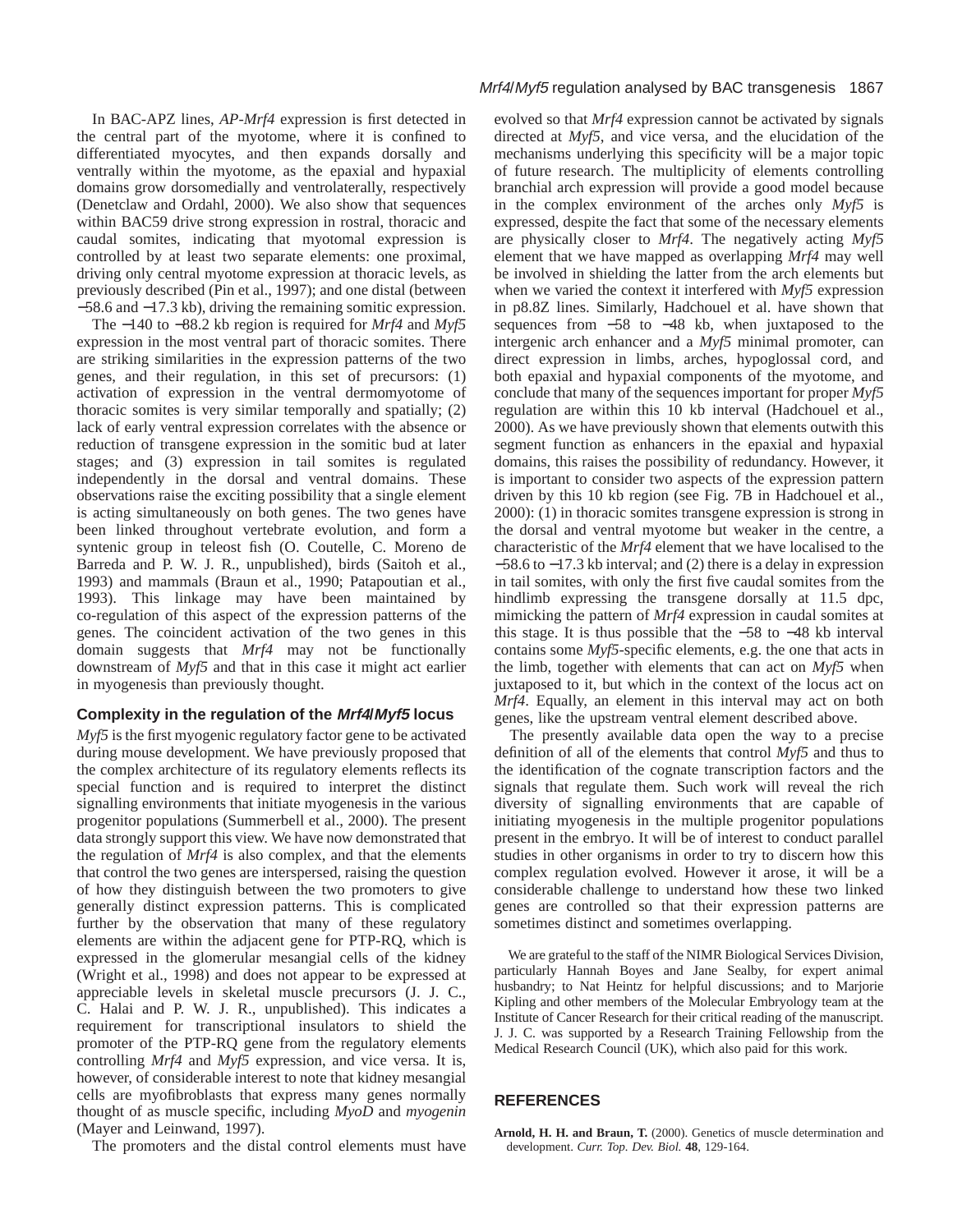In BAC-APZ lines, *AP-Mrf4* expression is first detected in the central part of the myotome, where it is confined to differentiated myocytes, and then expands dorsally and ventrally within the myotome, as the epaxial and hypaxial domains grow dorsomedially and ventrolaterally, respectively (Denetclaw and Ordahl, 2000). We also show that sequences within BAC59 drive strong expression in rostral, thoracic and caudal somites, indicating that myotomal expression is controlled by at least two separate elements: one proximal, driving only central myotome expression at thoracic levels, as previously described (Pin et al., 1997); and one distal (between −58.6 and −17.3 kb), driving the remaining somitic expression.

The −140 to −88.2 kb region is required for *Mrf4* and *Myf5* expression in the most ventral part of thoracic somites. There are striking similarities in the expression patterns of the two genes, and their regulation, in this set of precursors: (1) activation of expression in the ventral dermomyotome of thoracic somites is very similar temporally and spatially; (2) lack of early ventral expression correlates with the absence or reduction of transgene expression in the somitic bud at later stages; and (3) expression in tail somites is regulated independently in the dorsal and ventral domains. These observations raise the exciting possibility that a single element is acting simultaneously on both genes. The two genes have been linked throughout vertebrate evolution, and form a syntenic group in teleost fish (O. Coutelle, C. Moreno de Barreda and P. W. J. R., unpublished), birds (Saitoh et al., 1993) and mammals (Braun et al., 1990; Patapoutian et al., 1993). This linkage may have been maintained by co-regulation of this aspect of the expression patterns of the genes. The coincident activation of the two genes in this domain suggests that *Mrf4* may not be functionally downstream of *Myf5* and that in this case it might act earlier in myogenesis than previously thought.

### Complexity in the regulation of the *Mrf4*/*Myf5* locus

*Myf5* is the first myogenic regulatory factor gene to be activated during mouse development. We have previously proposed that the complex architecture of its regulatory elements reflects its special function and is required to interpret the distinct signalling environments that initiate myogenesis in the various progenitor populations (Summerbell et al., 2000). The present data strongly support this view. We have now demonstrated that the regulation of *Mrf4* is also complex, and that the elements that control the two genes are interspersed, raising the question of how they distinguish between the two promoters to give generally distinct expression patterns. This is complicated further by the observation that many of these regulatory elements are within the adjacent gene for PTP-RQ, which is expressed in the glomerular mesangial cells of the kidney (Wright et al., 1998) and does not appear to be expressed at appreciable levels in skeletal muscle precursors (J. J. C., C. Halai and P. W. J. R., unpublished). This indicates a requirement for transcriptional insulators to shield the promoter of the PTP-RQ gene from the regulatory elements controlling *Mrf4* and *Myf5* expression, and vice versa. It is, however, of considerable interest to note that kidney mesangial cells are myofibroblasts that express many genes normally thought of as muscle specific, including *MyoD* and *myogenin* (Mayer and Leinwand, 1997).

The promoters and the distal control elements must have evolved so that *Mrf4* expression cannot be activated by signals directed at *Myf5*, and vice versa, and the elucidation of the mechanisms underlying this specificity will be a major topic of future research. The multiplicity of elements controlling branchial arch expression will provide a good model because in the complex environment of the arches only *Myf5* is expressed, despite the fact that some of the necessary elements are physically closer to *Mrf4*. The negatively acting *Myf5* element that we have mapped as overlapping *Mrf4* may well be involved in shielding the latter from the arch elements but when we varied the context it interfered with *Myf5* expression in p8.8Z lines. Similarly, Hadchouel et al. have shown that sequences from −58 to −48 kb, when juxtaposed to the intergenic arch enhancer and a *Myf5* minimal promoter, can direct expression in limbs, arches, hypoglossal cord, and both epaxial and hypaxial components of the myotome, and conclude that many of the sequences important for proper *Myf5* regulation are within this 10 kb interval (Hadchouel et al., 2000). As we have previously shown that elements outwith this segment function as enhancers in the epaxial and hypaxial domains, this raises the possibility of redundancy. However, it is important to consider two aspects of the expression pattern driven by this 10 kb region (see Fig. 7B in Hadchouel et al., 2000): (1) in thoracic somites transgene expression is strong in the dorsal and ventral myotome but weaker in the centre, a characteristic of the *Mrf4* element that we have localised to the −58.6 to −17.3 kb interval; and (2) there is a delay in expression in tail somites, with only the first five caudal somites from the hindlimb expressing the transgene dorsally at 11.5 dpc, mimicking the pattern of *Mrf4* expression in caudal somites at this stage. It is thus possible that the −58 to −48 kb interval contains some *Myf5*-specific elements, e.g. the one that acts in the limb, together with elements that can act on *Myf5* when juxtaposed to it, but which in the context of the locus act on *Mrf4*. Equally, an element in this interval may act on both genes, like the upstream ventral element described above.

The presently available data open the way to a precise definition of all of the elements that control *Myf5* and thus to the identification of the cognate transcription factors and the signals that regulate them. Such work will reveal the rich diversity of signalling environments that are capable of initiating myogenesis in the multiple progenitor populations present in the embryo. It will be of interest to conduct parallel studies in other organisms in order to try to discern how this complex regulation evolved. However it arose, it will be a considerable challenge to understand how these two linked genes are controlled so that their expression patterns are sometimes distinct and sometimes overlapping.

We are grateful to the staff of the NIMR Biological Services Division, particularly Hannah Boyes and Jane Sealby, for expert animal husbandry; to Nat Heintz for helpful discussions; and to Marjorie Kipling and other members of the Molecular Embryology team at the Institute of Cancer Research for their critical reading of the manuscript. J. J. C. was supported by a Research Training Fellowship from the Medical Research Council (UK), which also paid for this work.

## REFERENCES

**Arnold, H. H. and Braun, T.** (2000). Genetics of muscle determination and development. *Curr. Top. Dev. Biol.* **48**, 129-164.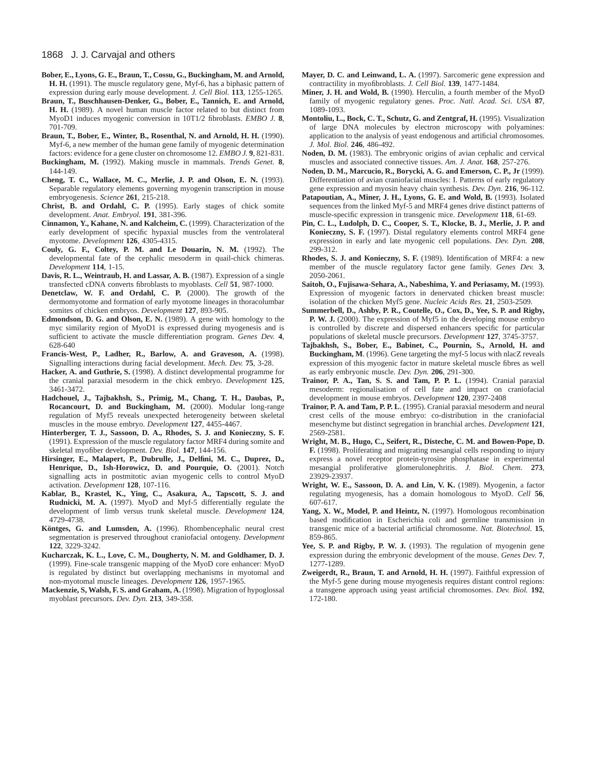**Bober, E., Lyons, G. E., Braun, T., Cossu, G., Buckingham, M. and Arnold, H. H.** (1991). The muscle regulatory gene, Myf-6, has a biphasic pattern of expression during early mouse development. *J. Cell Biol.* **113**, 1255-1265.

**Braun, T., Buschhausen-Denker, G., Bober, E., Tannich, E. and Arnold, H. H.** (1989). A novel human muscle factor related to but distinct from MyoD1 induces myogenic conversion in 10T1/2 fibroblasts. *EMBO J.* **8**, 701-709.

**Braun, T., Bober, E., Winter, B., Rosenthal, N. and Arnold, H. H.** (1990). Myf-6, a new member of the human gene family of myogenic determination factors: evidence for a gene cluster on chromosome 12. *EMBO J.* **9**, 821-831.

**Buckingham, M.** (1992). Making muscle in mammals. *Trends Genet.* **8**, 144-149.

**Cheng, T. C., Wallace, M. C., Merlie, J. P. and Olson, E. N.** (1993). Separable regulatory elements governing myogenin transcription in mouse embryogenesis. *Science* **261**, 215-218.

**Christ, B. and Ordahl, C. P.** (1995). Early stages of chick somite development. *Anat. Embryol.* **191**, 381-396.

**Cinnamon, Y., Kahane, N. and Kalcheim, C.** (1999). Characterization of the early development of specific hypaxial muscles from the ventrolateral myotome. *Development* **126**, 4305-4315.

**Couly, G. F., Coltey, P. M. and Le Douarin, N. M.** (1992). The developmental fate of the cephalic mesoderm in quail-chick chimeras. *Development* **114**, 1-15.

**Davis, R. L., Weintraub, H. and Lassar, A. B.** (1987). Expression of a single transfected cDNA converts fibroblasts to myoblasts. *Cell* **51**, 987-1000.

**Denetclaw, W. F. and Ordahl, C. P.** (2000). The growth of the dermomyotome and formation of early myotome lineages in thoracolumbar somites of chicken embryos. *Development* **127**, 893-905.

**Edmondson, D. G. and Olson, E. N.** (1989). A gene with homology to the myc similarity region of MyoD1 is expressed during myogenesis and is sufficient to activate the muscle differentiation program. *Genes Dev.* **4**, 628-640

**Francis-West, P., Ladher, R., Barlow, A. and Graveson, A.** (1998). Signalling interactions during facial development. *Mech. Dev.* **75**, 3-28.

**Hacker, A. and Guthrie, S.** (1998). A distinct developmental programme for the cranial paraxial mesoderm in the chick embryo. *Development* **125**, 3461-3472.

**Hadchouel, J., Tajbakhsh, S., Primig, M., Chang, T. H., Daubas, P., Rocancourt, D. and Buckingham, M.** (2000). Modular long-range regulation of Myf5 reveals unexpected heterogeneity between skeletal muscles in the mouse embryo. *Development* **127**, 4455-4467.

**Hinterberger, T. J., Sassoon, D. A., Rhodes, S. J. and Konieczny, S. F.** (1991). Expression of the muscle regulatory factor MRF4 during somite and skeletal myofiber development. *Dev. Biol.* **147**, 144-156.

**Hirsinger, E., Malapert, P., Dubrulle, J., Delfini, M. C., Duprez, D., Henrique, D., Ish-Horowicz, D. and Pourquie, O.** (2001). Notch signalling acts in postmitotic avian myogenic cells to control MyoD activation. *Development* **128**, 107-116.

**Kablar, B., Krastel, K., Ying, C., Asakura, A., Tapscott, S. J. and Rudnicki, M. A.** (1997). MyoD and Myf-5 differentially regulate the development of limb versus trunk skeletal muscle. *Development* **124**, 4729-4738.

**Köntges, G. and Lumsden, A.** (1996). Rhombencephalic neural crest segmentation is preserved throughout craniofacial ontogeny. *Development* **122**, 3229-3242.

**Kucharczak, K. L., Love, C. M., Dougherty, N. M. and Goldhamer, D. J.** (1999). Fine-scale transgenic mapping of the MyoD core enhancer: MyoD is regulated by distinct but overlapping mechanisms in myotomal and non-myotomal muscle lineages. *Development* **126**, 1957-1965.

**Mackenzie, S, Walsh, F. S. and Graham, A.** (1998). Migration of hypoglossal myoblast precursors. *Dev. Dyn.* **213**, 349-358.

**Mayer, D. C. and Leinwand, L. A.** (1997). Sarcomeric gene expression and contractility in myofibroblasts. *J. Cell Biol.* **139**, 1477-1484.

**Miner, J. H. and Wold, B.** (1990). Herculin, a fourth member of the MyoD family of myogenic regulatory genes. *Proc. Natl. Acad. Sci. USA* **87**, 1089-1093.

**Montoliu, L., Bock, C. T., Schutz, G. and Zentgraf, H.** (1995). Visualization of large DNA molecules by electron microscopy with polyamines: application to the analysis of yeast endogenous and artificial chromosomes. *J. Mol. Biol.* **246**, 486-492.

**Noden, D. M.** (1983). The embryonic origins of avian cephalic and cervical muscles and associated connective tissues. *Am. J. Anat.* **168**, 257-276.

**Noden, D. M., Marcucio, R., Borycki, A. G. and Emerson, C. P., Jr** (1999). Differentiation of avian craniofacial muscles: I. Patterns of early regulatory gene expression and myosin heavy chain synthesis. *Dev. Dyn.* **216**, 96-112.

**Patapoutian, A., Miner, J. H., Lyons, G. E. and Wold, B.** (1993). Isolated sequences from the linked Myf-5 and MRF4 genes drive distinct patterns of muscle-specific expression in transgenic mice. *Development* **118**, 61-69.

**Pin, C. L., Ludolph, D. C., Cooper, S. T., Klocke, B. J., Merlie, J. P. and Konieczny, S. F.** (1997). Distal regulatory elements control MRF4 gene expression in early and late myogenic cell populations. *Dev. Dyn.* **208**, 299-312.

**Rhodes, S. J. and Konieczny, S. F.** (1989). Identification of MRF4: a new member of the muscle regulatory factor gene family. *Genes Dev.* **3**, 2050-2061.

**Saitoh, O., Fujisawa-Sehara, A., Nabeshima, Y. and Periasamy, M.** (1993). Expression of myogenic factors in denervated chicken breast muscle: isolation of the chicken Myf5 gene. *Nucleic Acids Res.* **21**, 2503-2509.

**Summerbell, D., Ashby, P. R., Coutelle, O., Cox, D., Yee, S. P. and Rigby, P. W. J.** (2000). The expression of Myf5 in the developing mouse embryo is controlled by discrete and dispersed enhancers specific for particular populations of skeletal muscle precursors. *Development* **127**, 3745-3757.

**Tajbakhsh, S., Bober, E., Babinet, C., Pournin, S., Arnold, H. and Buckingham, M**. (1996). Gene targeting the myf-5 locus with nlacZ reveals expression of this myogenic factor in mature skeletal muscle fibres as well as early embryonic muscle. *Dev. Dyn.* **206**, 291-300.

**Trainor, P. A., Tan, S. S. and Tam, P. P. L.** (1994). Cranial paraxial mesoderm: regionalisation of cell fate and impact on craniofacial development in mouse embryos. *Development* **120**, 2397-2408

**Trainor, P. A. and Tam, P. P. L**. (1995). Cranial paraxial mesoderm and neural crest cells of the mouse embryo: co-distribution in the craniofacial mesenchyme but distinct segregation in branchial arches. *Development* **121**, 2569-2581.

**Wright, M. B., Hugo, C., Seifert, R., Disteche, C. M. and Bowen-Pope, D. F.** (1998). Proliferating and migrating mesangial cells responding to injury express a novel receptor protein-tyrosine phosphatase in experimental mesangial proliferative glomerulonephritis. *J. Biol. Chem.* **273**, 23929-23937.

**Wright, W. E., Sassoon, D. A. and Lin, V. K.** (1989). Myogenin, a factor regulating myogenesis, has a domain homologous to MyoD. *Cell* **56**, 607-617.

**Yang, X. W., Model, P. and Heintz, N.** (1997). Homologous recombination based modification in Escherichia coli and germline transmission in transgenic mice of a bacterial artificial chromosome. *Nat. Biotechnol.* **15**, 859-865.

**Yee, S. P. and Rigby, P. W. J.** (1993). The regulation of myogenin gene expression during the embryonic development of the mouse. *Genes Dev.* **7**, 1277-1289.

**Zweigerdt, R., Braun, T. and Arnold, H. H.** (1997). Faithful expression of the Myf-5 gene during mouse myogenesis requires distant control regions: a transgene approach using yeast artificial chromosomes. *Dev. Biol.* **192**, 172-180.